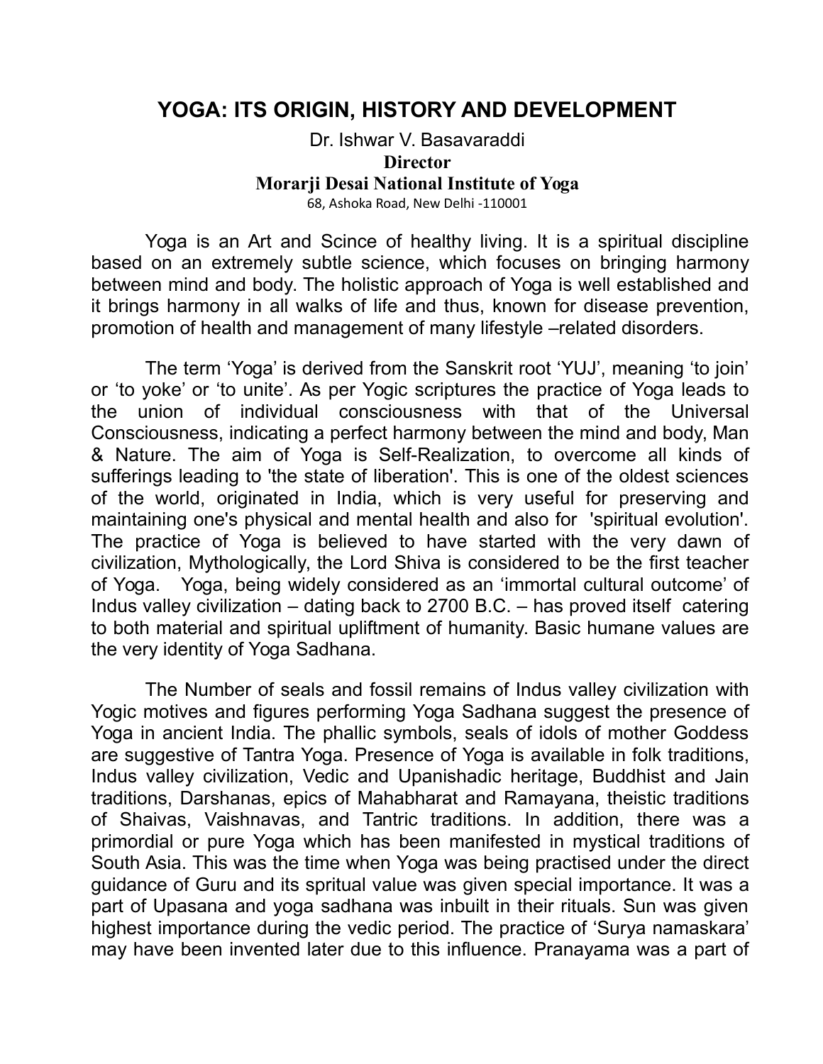# YOGA: ITS ORIGIN, HISTORY AND DEVELOPMENT

Dr. Ishwar V. Basavaraddi
**Director**
**Morarji Desai National Institute of Yoga**
68, Ashoka Road, New Delhi -110001

Yoga is an Art and Scince of healthy living. It is a spiritual discipline based on an extremely subtle science, which focuses on bringing harmony between mind and body. The holistic approach of Yoga is well established and it brings harmony in all walks of life and thus, known for disease prevention, promotion of health and management of many lifestyle –related disorders.

The term 'Yoga' is derived from the Sanskrit root 'YUJ', meaning 'to join' or 'to yoke' or 'to unite'. As per Yogic scriptures the practice of Yoga leads to the union of individual consciousness with that of the Universal Consciousness, indicating a perfect harmony between the mind and body, Man & Nature. The aim of Yoga is Self-Realization, to overcome all kinds of sufferings leading to 'the state of liberation'. This is one of the oldest sciences of the world, originated in India, which is very useful for preserving and maintaining one's physical and mental health and also for 'spiritual evolution'. The practice of Yoga is believed to have started with the very dawn of civilization, Mythologically, the Lord Shiva is considered to be the first teacher of Yoga. Yoga, being widely considered as an 'immortal cultural outcome' of Indus valley civilization – dating back to 2700 B.C. – has proved itself catering to both material and spiritual upliftment of humanity. Basic humane values are the very identity of Yoga Sadhana.

The Number of seals and fossil remains of Indus valley civilization with Yogic motives and figures performing Yoga Sadhana suggest the presence of Yoga in ancient India. The phallic symbols, seals of idols of mother Goddess are suggestive of Tantra Yoga. Presence of Yoga is available in folk traditions, Indus valley civilization, Vedic and Upanishadic heritage, Buddhist and Jain traditions, Darshanas, epics of Mahabharat and Ramayana, theistic traditions of Shaivas, Vaishnavas, and Tantric traditions. In addition, there was a primordial or pure Yoga which has been manifested in mystical traditions of South Asia. This was the time when Yoga was being practised under the direct guidance of Guru and its spritual value was given special importance. It was a part of Upasana and yoga sadhana was inbuilt in their rituals. Sun was given highest importance during the vedic period. The practice of 'Surya namaskara' may have been invented later due to this influence. Pranayama was a part of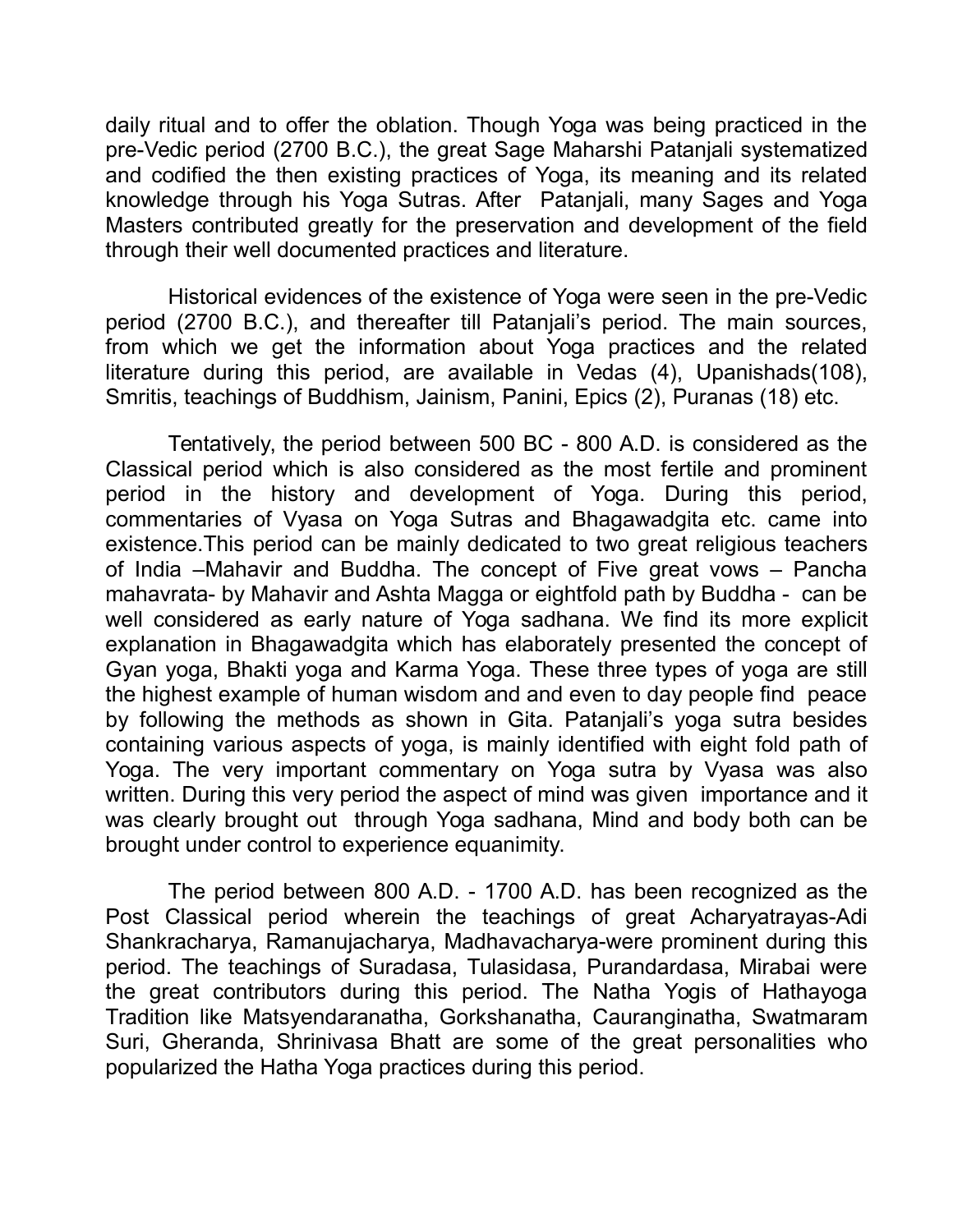daily ritual and to offer the oblation. Though Yoga was being practiced in the pre-Vedic period (2700 B.C.), the great Sage Maharshi Patanjali systematized and codified the then existing practices of Yoga, its meaning and its related knowledge through his Yoga Sutras. After Patanjali, many Sages and Yoga Masters contributed greatly for the preservation and development of the field through their well documented practices and literature.

Historical evidences of the existence of Yoga were seen in the pre-Vedic period (2700 B.C.), and thereafter till Patanjali's period. The main sources, from which we get the information about Yoga practices and the related literature during this period, are available in Vedas (4), Upanishads(108), Smritis, teachings of Buddhism, Jainism, Panini, Epics (2), Puranas (18) etc.

Tentatively, the period between 500 BC - 800 A.D. is considered as the Classical period which is also considered as the most fertile and prominent period in the history and development of Yoga. During this period, commentaries of Vyasa on Yoga Sutras and Bhagawadgita etc. came into existence.This period can be mainly dedicated to two great religious teachers of India –Mahavir and Buddha. The concept of Five great vows – Pancha mahavrata- by Mahavir and Ashta Magga or eightfold path by Buddha - can be well considered as early nature of Yoga sadhana. We find its more explicit explanation in Bhagawadgita which has elaborately presented the concept of Gyan yoga, Bhakti yoga and Karma Yoga. These three types of yoga are still the highest example of human wisdom and and even to day people find peace by following the methods as shown in Gita. Patanjali's yoga sutra besides containing various aspects of yoga, is mainly identified with eight fold path of Yoga. The very important commentary on Yoga sutra by Vyasa was also written. During this very period the aspect of mind was given importance and it was clearly brought out through Yoga sadhana, Mind and body both can be brought under control to experience equanimity.

The period between 800 A.D. - 1700 A.D. has been recognized as the Post Classical period wherein the teachings of great Acharyatrayas-Adi Shankracharya, Ramanujacharya, Madhavacharya-were prominent during this period. The teachings of Suradasa, Tulasidasa, Purandardasa, Mirabai were the great contributors during this period. The Natha Yogis of Hathayoga Tradition like Matsyendaranatha, Gorkshanatha, Cauranginatha, Swatmaram Suri, Gheranda, Shrinivasa Bhatt are some of the great personalities who popularized the Hatha Yoga practices during this period.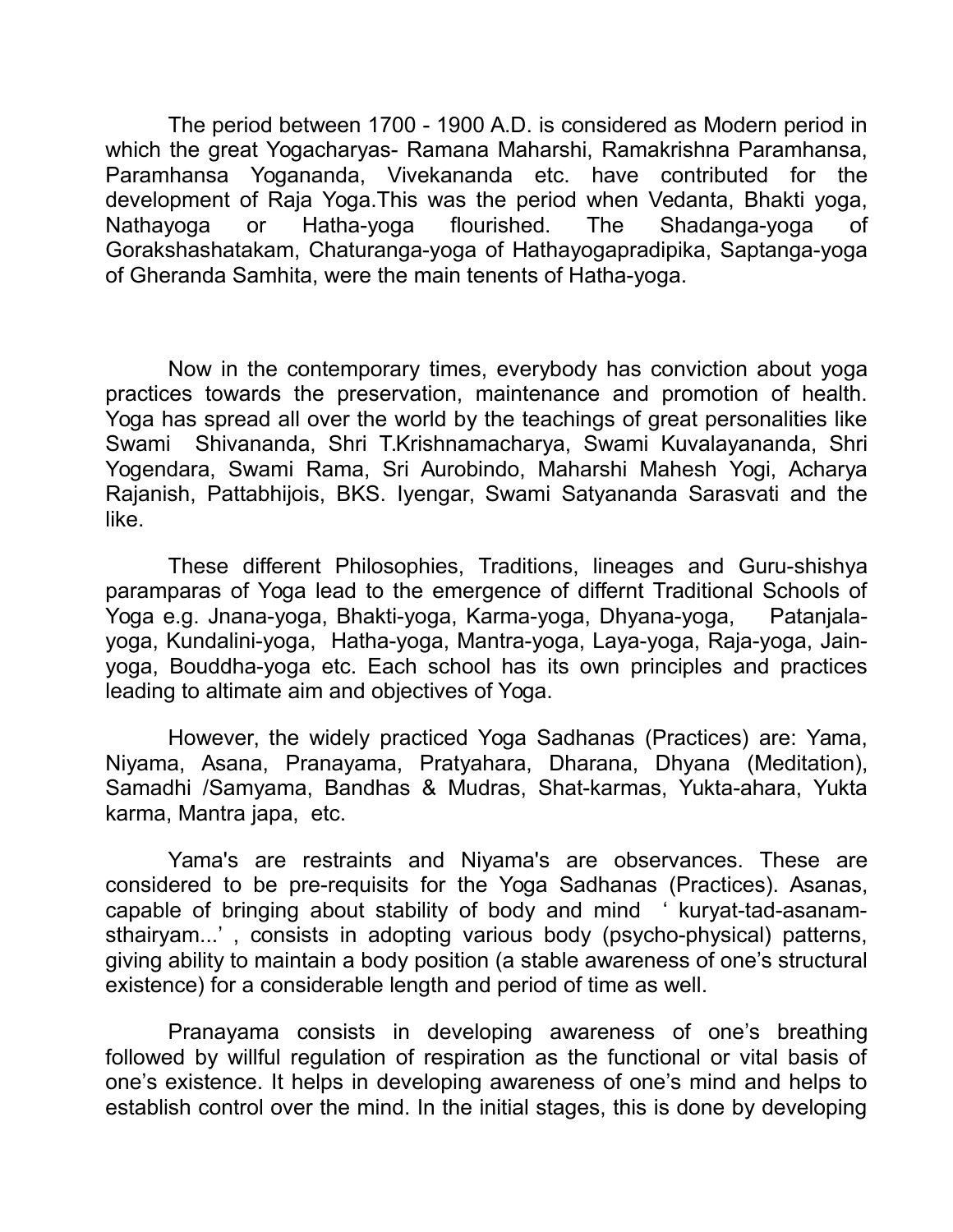The period between 1700 - 1900 A.D. is considered as Modern period in which the great Yogacharyas- Ramana Maharshi, Ramakrishna Paramhansa, Paramhansa Yogananda, Vivekananda etc. have contributed for the development of Raja Yoga.This was the period when Vedanta, Bhakti yoga, Nathayoga or Hatha-yoga flourished. The Shadanga-yoga of Gorakshashatakam, Chaturanga-yoga of Hathayogapradipika, Saptanga-yoga of Gheranda Samhita, were the main tenents of Hatha-yoga.

Now in the contemporary times, everybody has conviction about yoga practices towards the preservation, maintenance and promotion of health. Yoga has spread all over the world by the teachings of great personalities like Swami Shivananda, Shri T.Krishnamacharya, Swami Kuvalayananda, Shri Yogendara, Swami Rama, Sri Aurobindo, Maharshi Mahesh Yogi, Acharya Rajanish, Pattabhijois, BKS. Iyengar, Swami Satyananda Sarasvati and the like.

These different Philosophies, Traditions, lineages and Guru-shishya paramparas of Yoga lead to the emergence of differnt Traditional Schools of Yoga e.g. Jnana-yoga, Bhakti-yoga, Karma-yoga, Dhyana-yoga, Patanjala-yoga, Kundalini-yoga, Hatha-yoga, Mantra-yoga, Laya-yoga, Raja-yoga, Jain-yoga, Bouddha-yoga etc. Each school has its own principles and practices leading to altimate aim and objectives of Yoga.

However, the widely practiced Yoga Sadhanas (Practices) are: Yama, Niyama, Asana, Pranayama, Pratyahara, Dharana, Dhyana (Meditation), Samadhi /Samyama, Bandhas & Mudras, Shat-karmas, Yukta-ahara, Yukta karma, Mantra japa, etc.

Yama's are restraints and Niyama's are observances. These are considered to be pre-requisits for the Yoga Sadhanas (Practices). Asanas, capable of bringing about stability of body and mind ' kuryat-tad-asanam-sthairyam...' , consists in adopting various body (psycho-physical) patterns, giving ability to maintain a body position (a stable awareness of one's structural existence) for a considerable length and period of time as well.

Pranayama consists in developing awareness of one's breathing followed by willful regulation of respiration as the functional or vital basis of one's existence. It helps in developing awareness of one's mind and helps to establish control over the mind. In the initial stages, this is done by developing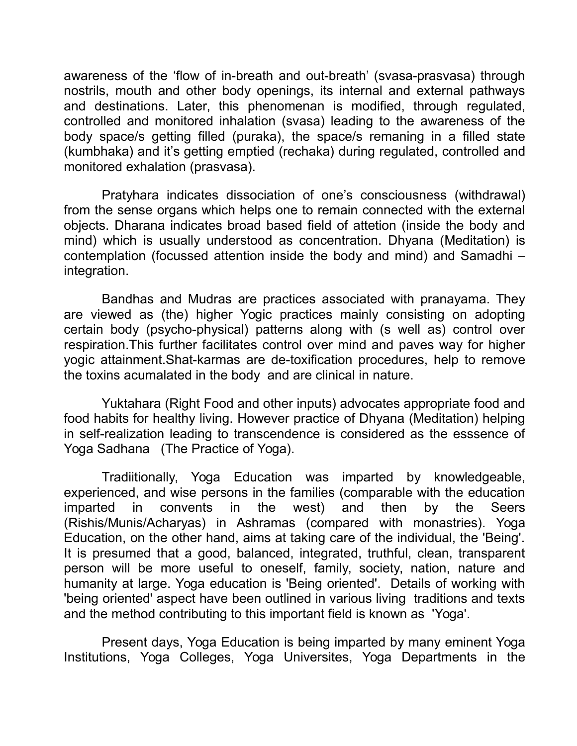awareness of the 'flow of in-breath and out-breath' (svasa-prasvasa) through nostrils, mouth and other body openings, its internal and external pathways and destinations. Later, this phenomenan is modified, through regulated, controlled and monitored inhalation (svasa) leading to the awareness of the body space/s getting filled (puraka), the space/s remaning in a filled state (kumbhaka) and it's getting emptied (rechaka) during regulated, controlled and monitored exhalation (prasvasa).

Pratyhara indicates dissociation of one's consciousness (withdrawal) from the sense organs which helps one to remain connected with the external objects. Dharana indicates broad based field of attetion (inside the body and mind) which is usually understood as concentration. Dhyana (Meditation) is contemplation (focussed attention inside the body and mind) and Samadhi – integration.

Bandhas and Mudras are practices associated with pranayama. They are viewed as (the) higher Yogic practices mainly consisting on adopting certain body (psycho-physical) patterns along with (s well as) control over respiration.This further facilitates control over mind and paves way for higher yogic attainment.Shat-karmas are de-toxification procedures, help to remove the toxins acumalated in the body and are clinical in nature.

Yuktahara (Right Food and other inputs) advocates appropriate food and food habits for healthy living. However practice of Dhyana (Meditation) helping in self-realization leading to transcendence is considered as the esssence of Yoga Sadhana (The Practice of Yoga).

Tradiitionally, Yoga Education was imparted by knowledgeable, experienced, and wise persons in the families (comparable with the education imparted in convents in the west) and then by the Seers (Rishis/Munis/Acharyas) in Ashramas (compared with monastries). Yoga Education, on the other hand, aims at taking care of the individual, the 'Being'. It is presumed that a good, balanced, integrated, truthful, clean, transparent person will be more useful to oneself, family, society, nation, nature and humanity at large. Yoga education is 'Being oriented'. Details of working with 'being oriented' aspect have been outlined in various living traditions and texts and the method contributing to this important field is known as 'Yoga'.

Present days, Yoga Education is being imparted by many eminent Yoga Institutions, Yoga Colleges, Yoga Universites, Yoga Departments in the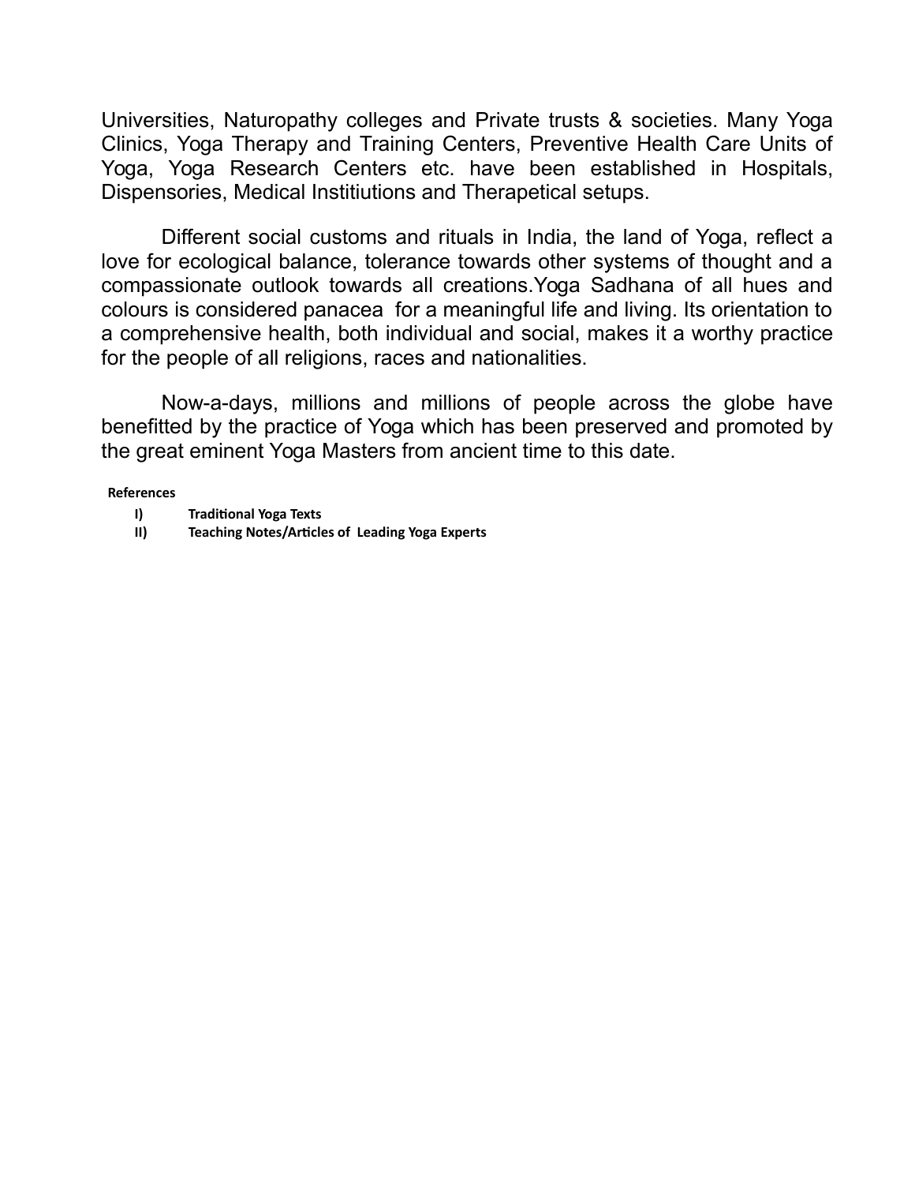Universities, Naturopathy colleges and Private trusts & societies. Many Yoga Clinics, Yoga Therapy and Training Centers, Preventive Health Care Units of Yoga, Yoga Research Centers etc. have been established in Hospitals, Dispensories, Medical Institiutions and Therapetical setups.

Different social customs and rituals in India, the land of Yoga, reflect a love for ecological balance, tolerance towards other systems of thought and a compassionate outlook towards all creations.Yoga Sadhana of all hues and colours is considered panacea for a meaningful life and living. Its orientation to a comprehensive health, both individual and social, makes it a worthy practice for the people of all religions, races and nationalities.

Now-a-days, millions and millions of people across the globe have benefitted by the practice of Yoga which has been preserved and promoted by the great eminent Yoga Masters from ancient time to this date.

**References**

- **I) Traditional Yoga Texts**
- **II) Teaching Notes/Articles of Leading Yoga Experts**